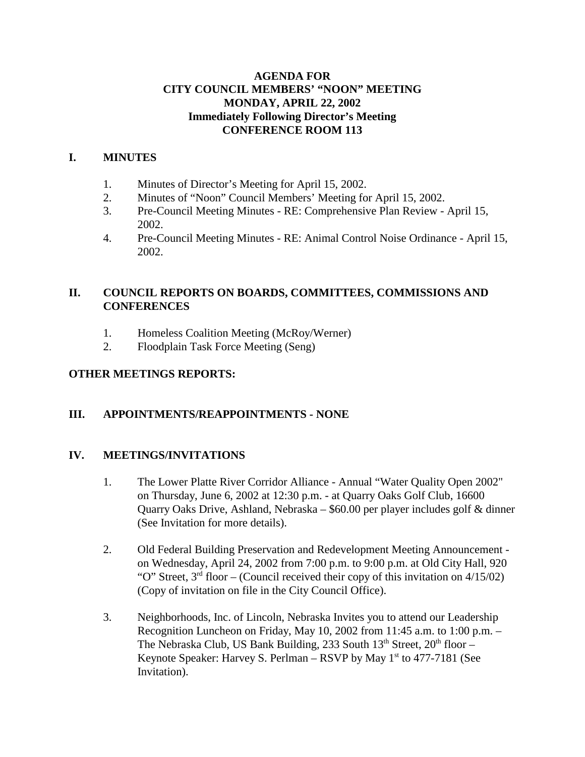**AGENDA FOR**
**CITY COUNCIL MEMBERS' "NOON" MEETING**
**MONDAY, APRIL 22, 2002**
**Immediately Following Director's Meeting**
**CONFERENCE ROOM 113**

## I. MINUTES

1. Minutes of Director's Meeting for April 15, 2002.
2. Minutes of "Noon" Council Members' Meeting for April 15, 2002.
3. Pre-Council Meeting Minutes - RE: Comprehensive Plan Review - April 15, 2002.
4. Pre-Council Meeting Minutes - RE: Animal Control Noise Ordinance - April 15, 2002.

## II. COUNCIL REPORTS ON BOARDS, COMMITTEES, COMMISSIONS AND CONFERENCES

1. Homeless Coalition Meeting (McRoy/Werner)
2. Floodplain Task Force Meeting (Seng)

**OTHER MEETINGS REPORTS:**

## III. APPOINTMENTS/REAPPOINTMENTS - NONE

## IV. MEETINGS/INVITATIONS

1. The Lower Platte River Corridor Alliance - Annual "Water Quality Open 2002" on Thursday, June 6, 2002 at 12:30 p.m. - at Quarry Oaks Golf Club, 16600 Quarry Oaks Drive, Ashland, Nebraska – $60.00 per player includes golf & dinner (See Invitation for more details).

2. Old Federal Building Preservation and Redevelopment Meeting Announcement - on Wednesday, April 24, 2002 from 7:00 p.m. to 9:00 p.m. at Old City Hall, 920 "O" Street, 3rd floor – (Council received their copy of this invitation on 4/15/02) (Copy of invitation on file in the City Council Office).

3. Neighborhoods, Inc. of Lincoln, Nebraska Invites you to attend our Leadership Recognition Luncheon on Friday, May 10, 2002 from 11:45 a.m. to 1:00 p.m. – The Nebraska Club, US Bank Building, 233 South 13th Street, 20th floor – Keynote Speaker: Harvey S. Perlman – RSVP by May 1st to 477-7181 (See Invitation).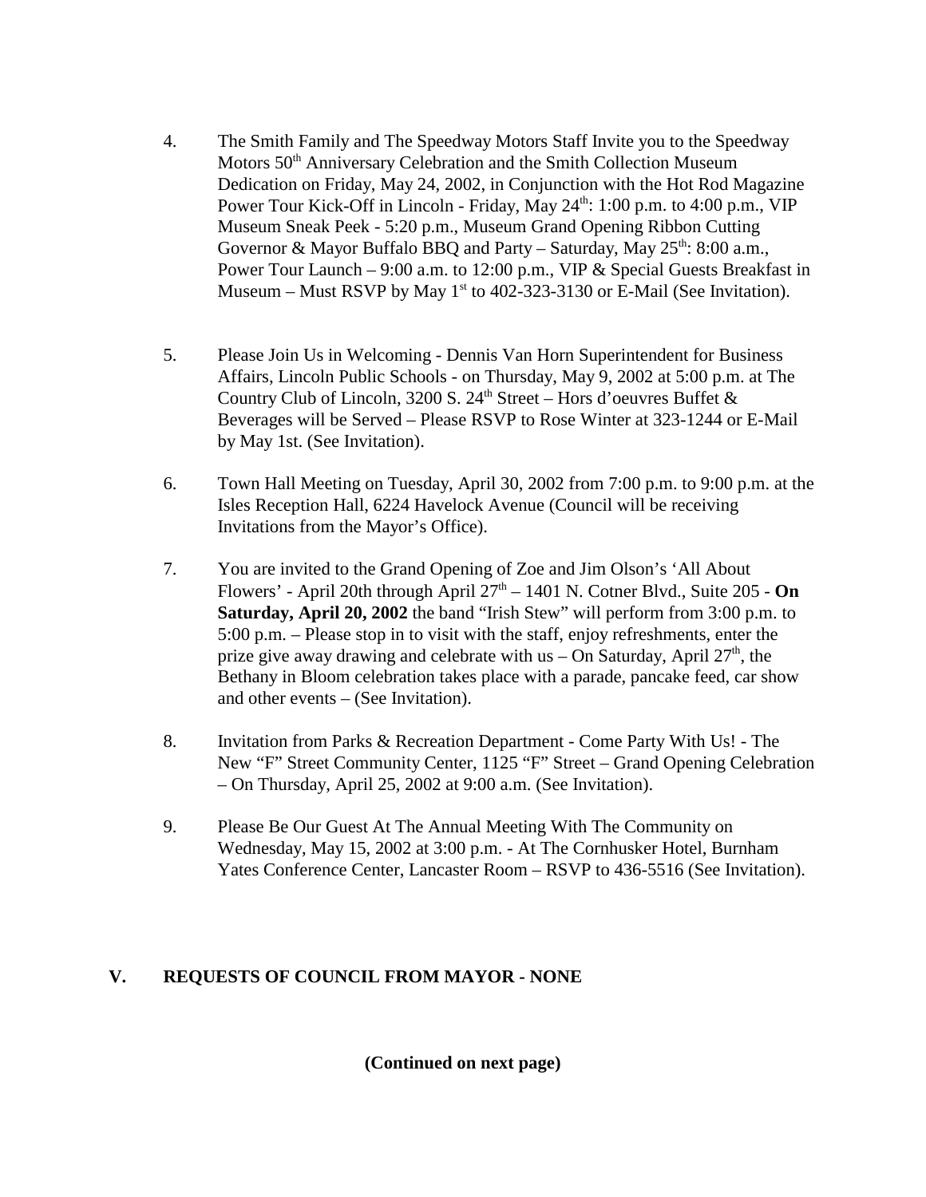4. The Smith Family and The Speedway Motors Staff Invite you to the Speedway Motors 50th Anniversary Celebration and the Smith Collection Museum Dedication on Friday, May 24, 2002, in Conjunction with the Hot Rod Magazine Power Tour Kick-Off in Lincoln - Friday, May 24th: 1:00 p.m. to 4:00 p.m., VIP Museum Sneak Peek - 5:20 p.m., Museum Grand Opening Ribbon Cutting Governor & Mayor Buffalo BBQ and Party – Saturday, May 25th: 8:00 a.m., Power Tour Launch – 9:00 a.m. to 12:00 p.m., VIP & Special Guests Breakfast in Museum – Must RSVP by May 1st to 402-323-3130 or E-Mail (See Invitation).

5. Please Join Us in Welcoming - Dennis Van Horn Superintendent for Business Affairs, Lincoln Public Schools - on Thursday, May 9, 2002 at 5:00 p.m. at The Country Club of Lincoln, 3200 S. 24th Street – Hors d'oeuvres Buffet & Beverages will be Served – Please RSVP to Rose Winter at 323-1244 or E-Mail by May 1st. (See Invitation).

6. Town Hall Meeting on Tuesday, April 30, 2002 from 7:00 p.m. to 9:00 p.m. at the Isles Reception Hall, 6224 Havelock Avenue (Council will be receiving Invitations from the Mayor's Office).

7. You are invited to the Grand Opening of Zoe and Jim Olson's 'All About Flowers' - April 20th through April 27th – 1401 N. Cotner Blvd., Suite 205 - **On Saturday, April 20, 2002** the band "Irish Stew" will perform from 3:00 p.m. to 5:00 p.m. – Please stop in to visit with the staff, enjoy refreshments, enter the prize give away drawing and celebrate with us – On Saturday, April 27th, the Bethany in Bloom celebration takes place with a parade, pancake feed, car show and other events – (See Invitation).

8. Invitation from Parks & Recreation Department - Come Party With Us! - The New "F" Street Community Center, 1125 "F" Street – Grand Opening Celebration – On Thursday, April 25, 2002 at 9:00 a.m. (See Invitation).

9. Please Be Our Guest At The Annual Meeting With The Community on Wednesday, May 15, 2002 at 3:00 p.m. - At The Cornhusker Hotel, Burnham Yates Conference Center, Lancaster Room – RSVP to 436-5516 (See Invitation).

## V. REQUESTS OF COUNCIL FROM MAYOR - NONE

**(Continued on next page)**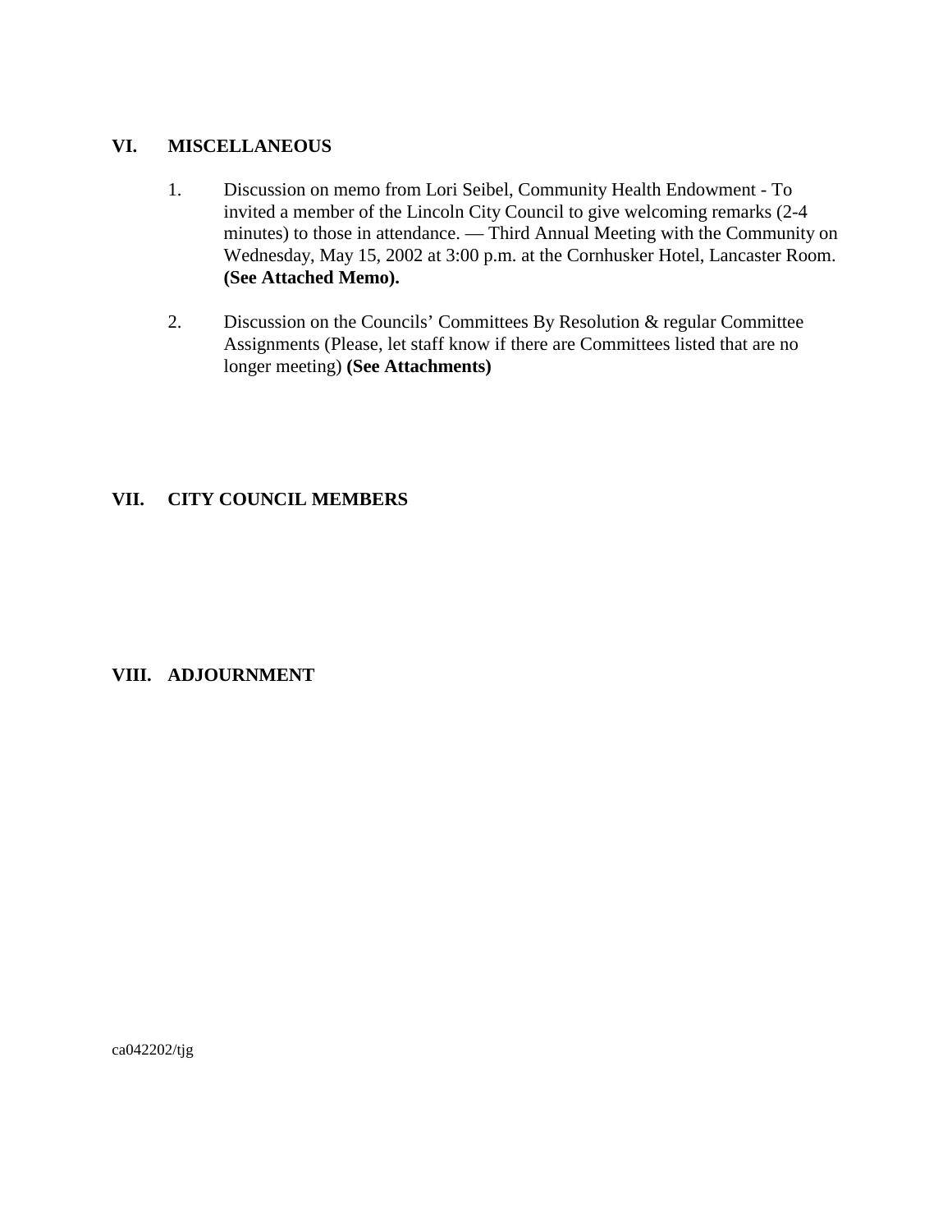## VI. MISCELLANEOUS

1. Discussion on memo from Lori Seibel, Community Health Endowment - To invited a member of the Lincoln City Council to give welcoming remarks (2-4 minutes) to those in attendance. — Third Annual Meeting with the Community on Wednesday, May 15, 2002 at 3:00 p.m. at the Cornhusker Hotel, Lancaster Room. **(See Attached Memo).**

2. Discussion on the Councils' Committees By Resolution & regular Committee Assignments (Please, let staff know if there are Committees listed that are no longer meeting) **(See Attachments)**

## VII. CITY COUNCIL MEMBERS

## VIII. ADJOURNMENT

ca042202/tjg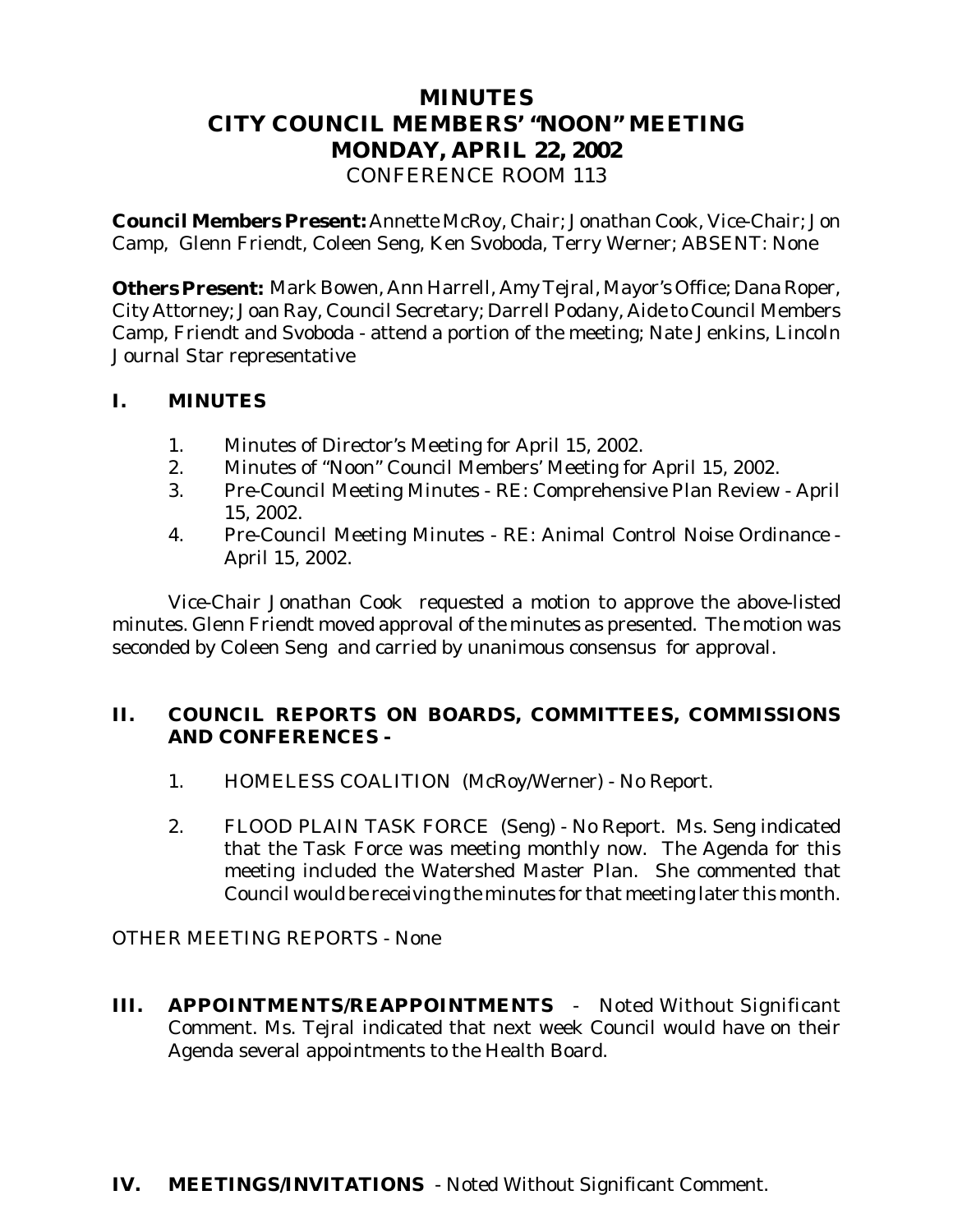# MINUTES
# CITY COUNCIL MEMBERS' "NOON" MEETING
# MONDAY, APRIL 22, 2002
CONFERENCE ROOM 113

**Council Members Present:** Annette McRoy, Chair; Jonathan Cook, Vice-Chair; Jon Camp, Glenn Friendt, Coleen Seng, Ken Svoboda, Terry Werner; ABSENT: None

**Others Present:** Mark Bowen, Ann Harrell, Amy Tejral, Mayor's Office; Dana Roper, City Attorney; Joan Ray, Council Secretary; Darrell Podany, Aide to Council Members Camp, Friendt and Svoboda - attend a portion of the meeting; Nate Jenkins, Lincoln Journal Star representative

## I. MINUTES

1. Minutes of Director's Meeting for April 15, 2002.
2. Minutes of "Noon" Council Members' Meeting for April 15, 2002.
3. Pre-Council Meeting Minutes - RE: Comprehensive Plan Review - April 15, 2002.
4. Pre-Council Meeting Minutes - RE: Animal Control Noise Ordinance - April 15, 2002.

Vice-Chair Jonathan Cook requested a motion to approve the above-listed minutes. Glenn Friendt moved approval of the minutes as presented. The motion was seconded by Coleen Seng and carried by unanimous consensus for approval.

## II. COUNCIL REPORTS ON BOARDS, COMMITTEES, COMMISSIONS AND CONFERENCES -

1. HOMELESS COALITION (McRoy/Werner) - No Report.

2. FLOOD PLAIN TASK FORCE (Seng) - No Report. Ms. Seng indicated that the Task Force was meeting monthly now. The Agenda for this meeting included the Watershed Master Plan. She commented that Council would be receiving the minutes for that meeting later this month.

OTHER MEETING REPORTS - None

## III. APPOINTMENTS/REAPPOINTMENTS - Noted Without Significant Comment. Ms. Tejral indicated that next week Council would have on their Agenda several appointments to the Health Board.

## IV. MEETINGS/INVITATIONS - Noted Without Significant Comment.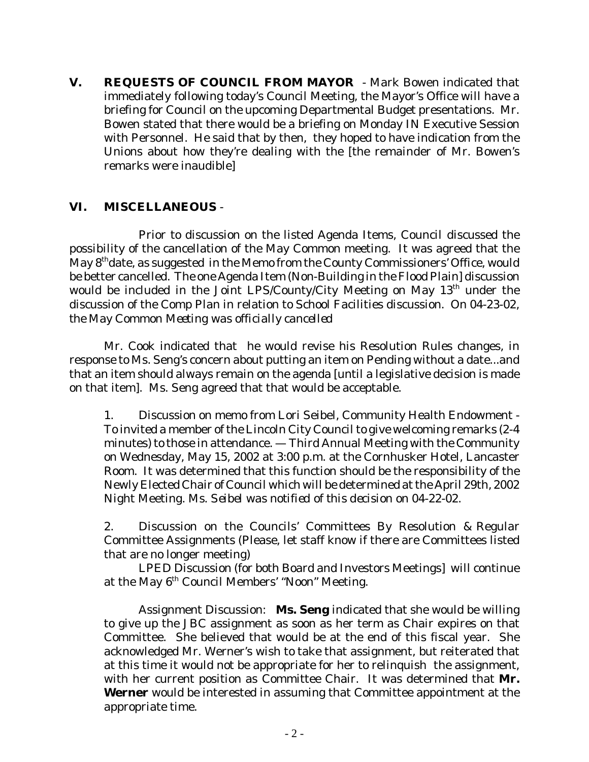**V. REQUESTS OF COUNCIL FROM MAYOR** - Mark Bowen indicated that immediately following today's Council Meeting, the Mayor's Office will have a briefing for Council on the upcoming Departmental Budget presentations. Mr. Bowen stated that there would be a briefing on Monday IN Executive Session with Personnel. He said that by then, they hoped to have indication from the Unions about how they're dealing with the [the remainder of Mr. Bowen's remarks were inaudible]

**VI. MISCELLANEOUS** -

Prior to discussion on the listed Agenda Items, Council discussed the possibility of the cancellation of the May Common meeting. It was agreed that the May 8th date, as suggested in the Memo from the County Commissioners' Office, would be better cancelled. The one Agenda Item (Non-Building in the Flood Plain] discussion would be included in the Joint LPS/County/City Meeting on May 13th under the discussion of the Comp Plan in relation to School Facilities discussion. *On 04-23-02, the May Common Meeting was officially cancelled*

Mr. Cook indicated that he would revise his Resolution Rules changes, in response to Ms. Seng's concern about putting an item on Pending without a date...and that an item should always remain on the agenda [until a legislative decision is made on that item]. Ms. Seng agreed that that would be acceptable.

1. Discussion on memo from Lori Seibel, Community Health Endowment - To invited a member of the Lincoln City Council to give welcoming remarks (2-4 minutes) to those in attendance. — Third Annual Meeting with the Community on Wednesday, May 15, 2002 at 3:00 p.m. at the Cornhusker Hotel, Lancaster Room. It was determined that this function should be the responsibility of the Newly Elected Chair of Council which will be determined at the April 29th, 2002 Night Meeting. *Ms. Seibel was notified of this decision on 04-22-02.*

2. Discussion on the Councils' Committees By Resolution & Regular Committee Assignments (Please, let staff know if there are Committees listed that are no longer meeting)

LPED Discussion (for both Board and Investors Meetings] will continue at the May 6th Council Members' "Noon" Meeting.

Assignment Discussion: **Ms. Seng** indicated that she would be willing to give up the JBC assignment as soon as her term as Chair expires on that Committee. She believed that would be at the end of this fiscal year. She acknowledged Mr. Werner's wish to take that assignment, but reiterated that at this time it would not be appropriate for her to relinquish the assignment, with her current position as Committee Chair. It was determined that **Mr. Werner** would be interested in assuming that Committee appointment at the appropriate time.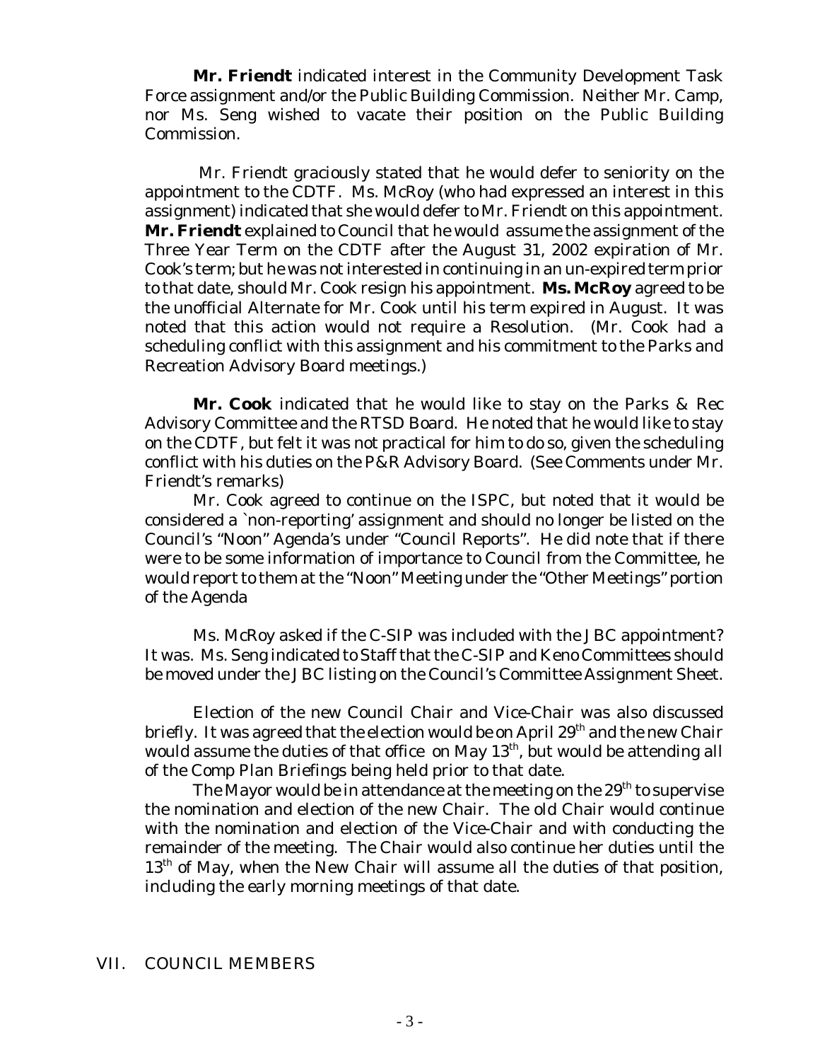**Mr. Friendt** indicated interest in the Community Development Task Force assignment and/or the Public Building Commission. Neither Mr. Camp, nor Ms. Seng wished to vacate their position on the Public Building Commission.

Mr. Friendt graciously stated that he would defer to seniority on the appointment to the CDTF. Ms. McRoy (who had expressed an interest in this assignment) indicated that she would defer to Mr. Friendt on this appointment. **Mr. Friendt** explained to Council that he would assume the assignment of the Three Year Term on the CDTF after the August 31, 2002 expiration of Mr. Cook's term; but he was not interested in continuing in an un-expired term prior to that date, should Mr. Cook resign his appointment. **Ms. McRoy** agreed to be the unofficial Alternate for Mr. Cook until his term expired in August. It was noted that this action would not require a Resolution. (Mr. Cook had a scheduling conflict with this assignment and his commitment to the Parks and Recreation Advisory Board meetings.)

**Mr. Cook** indicated that he would like to stay on the Parks & Rec Advisory Committee and the RTSD Board. He noted that he would like to stay on the CDTF, but felt it was not practical for him to do so, given the scheduling conflict with his duties on the P&R Advisory Board. (See Comments under Mr. Friendt's remarks)

Mr. Cook agreed to continue on the ISPC, but noted that it would be considered a `non-reporting' assignment and should no longer be listed on the Council's "Noon" Agenda's under "Council Reports". He did note that if there were to be some information of importance to Council from the Committee, he would report to them at the "Noon" Meeting under the "Other Meetings" portion of the Agenda

Ms. McRoy asked if the C-SIP was included with the JBC appointment? It was. Ms. Seng indicated to Staff that the C-SIP and Keno Committees should be moved under the JBC listing on the Council's Committee Assignment Sheet.

Election of the new Council Chair and Vice-Chair was also discussed briefly. It was agreed that the election would be on April 29th and the new Chair would assume the duties of that office on May 13th, but would be attending all of the Comp Plan Briefings being held prior to that date.

The Mayor would be in attendance at the meeting on the 29th to supervise the nomination and election of the new Chair. The old Chair would continue with the nomination and election of the Vice-Chair and with conducting the remainder of the meeting. The Chair would also continue her duties until the 13th of May, when the New Chair will assume all the duties of that position, including the early morning meetings of that date.

## VII. COUNCIL MEMBERS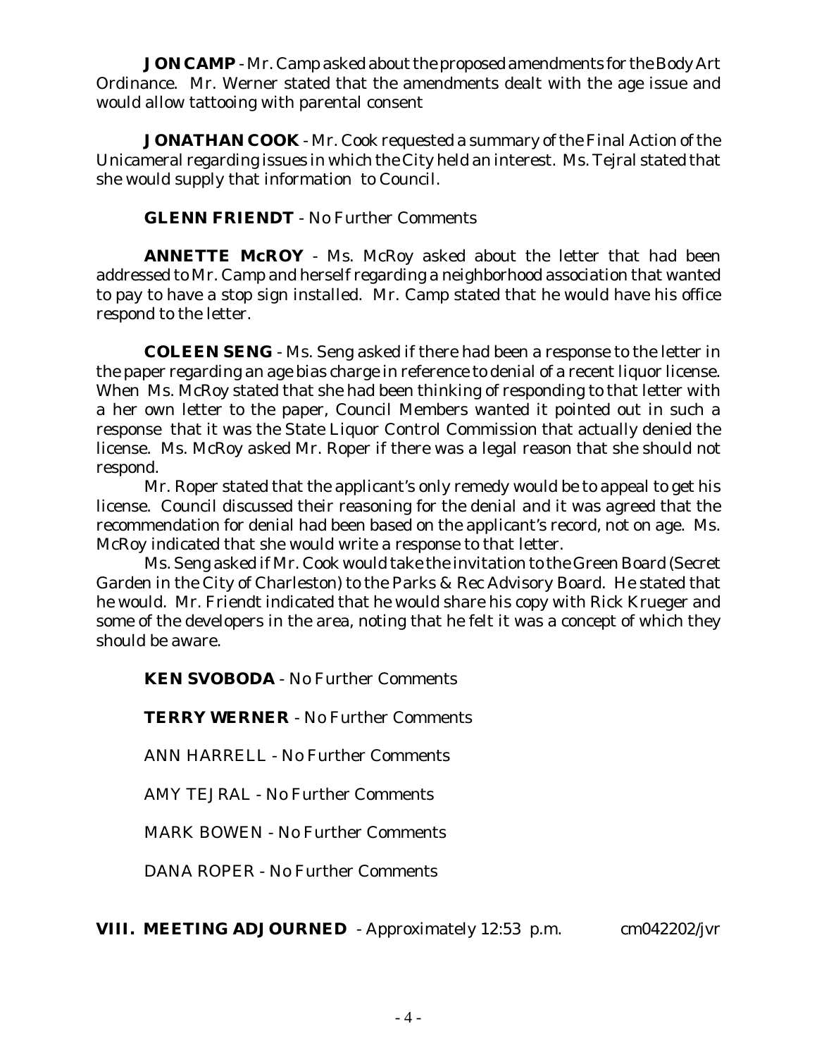**JON CAMP** - Mr. Camp asked about the proposed amendments for the Body Art Ordinance. Mr. Werner stated that the amendments dealt with the age issue and would allow tattooing with parental consent

**JONATHAN COOK** - Mr. Cook requested a summary of the Final Action of the Unicameral regarding issues in which the City held an interest. Ms. Tejral stated that she would supply that information to Council.

**GLENN FRIENDT** - No Further Comments

**ANNETTE McROY** - Ms. McRoy asked about the letter that had been addressed to Mr. Camp and herself regarding a neighborhood association that wanted to pay to have a stop sign installed. Mr. Camp stated that he would have his office respond to the letter.

**COLEEN SENG** - Ms. Seng asked if there had been a response to the letter in the paper regarding an age bias charge in reference to denial of a recent liquor license. When Ms. McRoy stated that she had been thinking of responding to that letter with a her own letter to the paper, Council Members wanted it pointed out in such a response that it was the State Liquor Control Commission that actually denied the license. Ms. McRoy asked Mr. Roper if there was a legal reason that she should not respond.

Mr. Roper stated that the applicant's only remedy would be to appeal to get his license. Council discussed their reasoning for the denial and it was agreed that the recommendation for denial had been based on the applicant's record, not on age. Ms. McRoy indicated that she would write a response to that letter.

Ms. Seng asked if Mr. Cook would take the invitation to the Green Board (Secret Garden in the City of Charleston) to the Parks & Rec Advisory Board. He stated that he would. Mr. Friendt indicated that he would share his copy with Rick Krueger and some of the developers in the area, noting that he felt it was a concept of which they should be aware.

**KEN SVOBODA** - No Further Comments

**TERRY WERNER** - No Further Comments

ANN HARRELL - No Further Comments

AMY TEJRAL - No Further Comments

MARK BOWEN - No Further Comments

DANA ROPER - No Further Comments

**VIII. MEETING ADJOURNED** - Approximately 12:53 p.m. cm042202/jvr